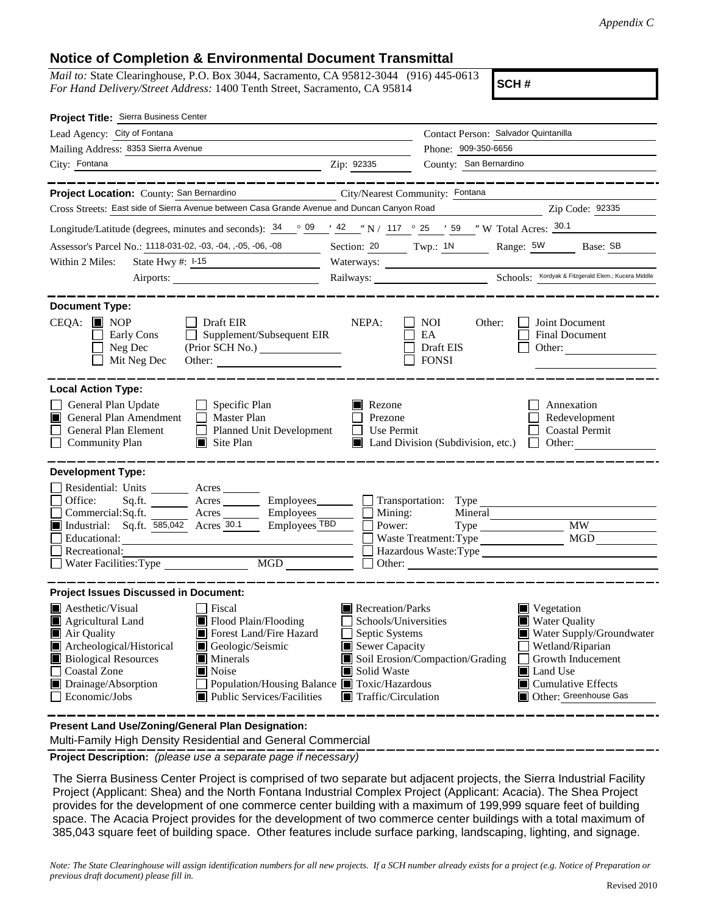*Appendix C*

## Notice of Completion & Environmental Document Transmittal

*Mail to:* State Clearinghouse, P.O. Box 3044, Sacramento, CA 95812-3044 (916) 445-0613
*For Hand Delivery/Street Address:* 1400 Tenth Street, Sacramento, CA 95814

**SCH #**

**Project Title:** Sierra Business Center

Lead Agency: City of Fontana
Contact Person: Salvador Quintanilla
Mailing Address: 8353 Sierra Avenue
Phone: 909-350-6656
City: Fontana
Zip: 92335
County: San Bernardino

---

**Project Location:** County: San Bernardino
City/Nearest Community: Fontana
Cross Streets: East side of Sierra Avenue between Casa Grande Avenue and Duncan Canyon Road
Zip Code: 92335

Longitude/Latitude (degrees, minutes and seconds): 34 ° 09 ′ 42 ″ N / 117 ° 25 ′ 59 ″ W Total Acres: 30.1

Assessor's Parcel No.: 1118-031-02, -03, -04, ,-05, -06, -08
Section: 20 Twp.: 1N Range: 5W Base: SB

Within 2 Miles: State Hwy #: I-15
Waterways:
Airports:
Railways:
Schools: Kordyak & Fitzgerald Elem.; Kucera Middle

---

**Document Type:**

CEQA:
- [x] NOP
- [ ] Early Cons
- [ ] Neg Dec
- [ ] Mit Neg Dec
- [ ] Draft EIR
- [ ] Supplement/Subsequent EIR (Prior SCH No.)
- Other:

NEPA:
- [ ] NOI
- [ ] EA
- [ ] Draft EIS
- [ ] FONSI

Other:
- [ ] Joint Document
- [ ] Final Document
- [ ] Other:

---

**Local Action Type:**

- [ ] General Plan Update
- [x] General Plan Amendment
- [ ] General Plan Element
- [ ] Community Plan
- [ ] Specific Plan
- [ ] Master Plan
- [ ] Planned Unit Development
- [x] Site Plan
- [x] Rezone
- [ ] Prezone
- [ ] Use Permit
- [x] Land Division (Subdivision, etc.)
- [ ] Annexation
- [ ] Redevelopment
- [ ] Coastal Permit
- [ ] Other:

---

**Development Type:**

- [ ] Residential: Units ___ Acres ___
- [ ] Office: Sq.ft. ___ Acres ___ Employees ___
- [ ] Commercial: Sq.ft. ___ Acres ___ Employees ___
- [x] Industrial: Sq.ft. 585,042 Acres 30.1 Employees TBD
- [ ] Educational:
- [ ] Recreational:
- [ ] Water Facilities: Type ___ MGD ___
- [ ] Transportation: Type
- [ ] Mining: Mineral
- [ ] Power: Type ___ MW
- [ ] Waste Treatment: Type ___ MGD
- [ ] Hazardous Waste: Type
- [ ] Other:

---

**Project Issues Discussed in Document:**

- [x] Aesthetic/Visual
- [x] Agricultural Land
- [x] Air Quality
- [x] Archeological/Historical
- [x] Biological Resources
- [ ] Coastal Zone
- [x] Drainage/Absorption
- [ ] Economic/Jobs
- [ ] Fiscal
- [x] Flood Plain/Flooding
- [x] Forest Land/Fire Hazard
- [x] Geologic/Seismic
- [x] Minerals
- [x] Noise
- [ ] Population/Housing Balance
- [x] Public Services/Facilities
- [x] Recreation/Parks
- [ ] Schools/Universities
- [ ] Septic Systems
- [x] Sewer Capacity
- [x] Soil Erosion/Compaction/Grading
- [x] Solid Waste
- [x] Toxic/Hazardous
- [x] Traffic/Circulation
- [x] Vegetation
- [x] Water Quality
- [x] Water Supply/Groundwater
- [ ] Wetland/Riparian
- [ ] Growth Inducement
- [x] Land Use
- [x] Cumulative Effects
- [x] Other: Greenhouse Gas

---

**Present Land Use/Zoning/General Plan Designation:**

Multi-Family High Density Residential and General Commercial

**Project Description:** *(please use a separate page if necessary)*

The Sierra Business Center Project is comprised of two separate but adjacent projects, the Sierra Industrial Facility Project (Applicant: Shea) and the North Fontana Industrial Complex Project (Applicant: Acacia). The Shea Project provides for the development of one commerce center building with a maximum of 199,999 square feet of building space. The Acacia Project provides for the development of two commerce center buildings with a total maximum of 385,043 square feet of building space. Other features include surface parking, landscaping, lighting, and signage.

*Note: The State Clearinghouse will assign identification numbers for all new projects. If a SCH number already exists for a project (e.g. Notice of Preparation or previous draft document) please fill in.*

Revised 2010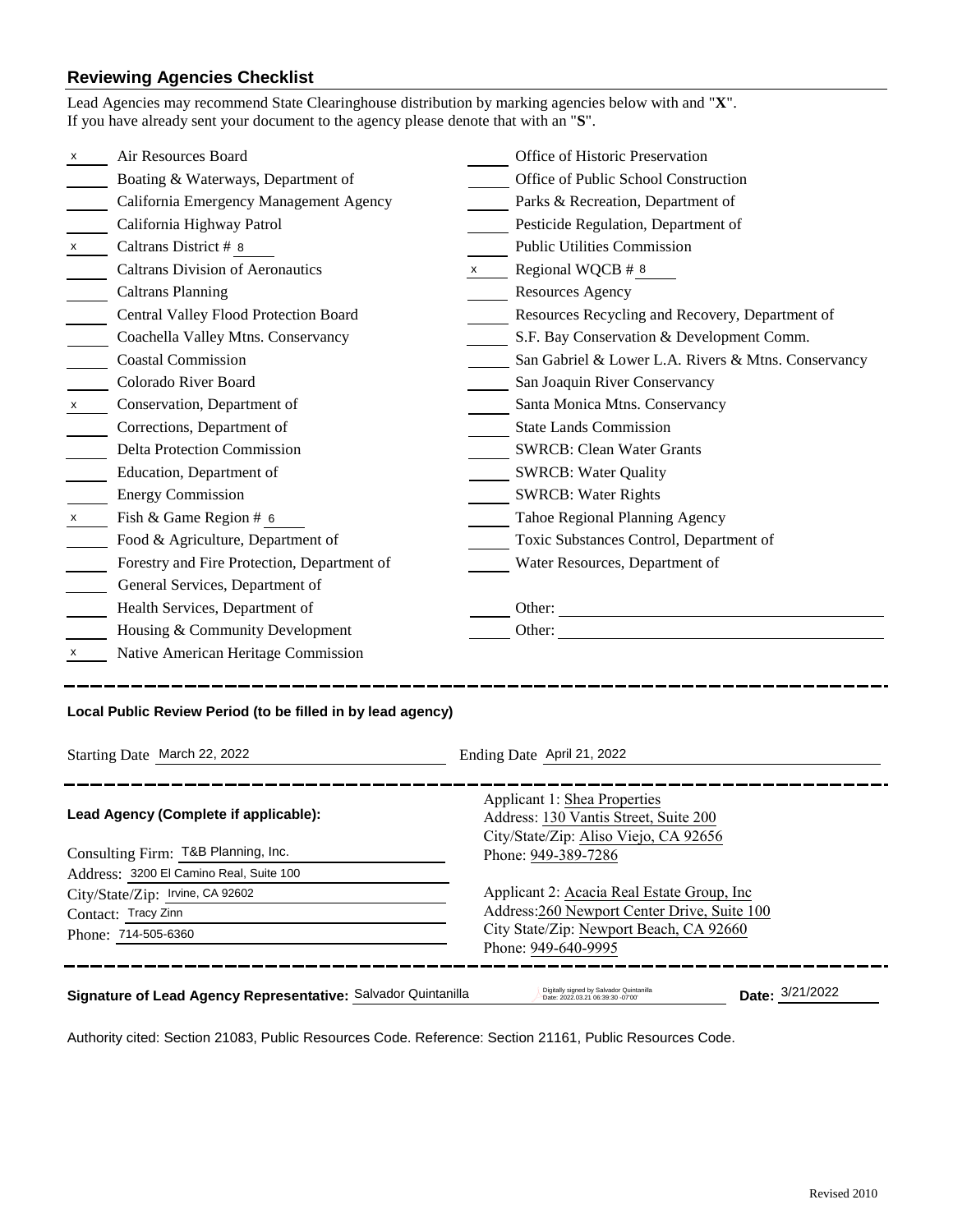## Reviewing Agencies Checklist

Lead Agencies may recommend State Clearinghouse distribution by marking agencies below with and "**X**".
If you have already sent your document to the agency please denote that with an "**S**".

| | | | |
|---|---|---|---|
| x | Air Resources Board | | Office of Historic Preservation |
| | Boating & Waterways, Department of | | Office of Public School Construction |
| | California Emergency Management Agency | | Parks & Recreation, Department of |
| | California Highway Patrol | | Pesticide Regulation, Department of |
| x | Caltrans District # 8 | | Public Utilities Commission |
| | Caltrans Division of Aeronautics | x | Regional WQCB # 8 |
| | Caltrans Planning | | Resources Agency |
| | Central Valley Flood Protection Board | | Resources Recycling and Recovery, Department of |
| | Coachella Valley Mtns. Conservancy | | S.F. Bay Conservation & Development Comm. |
| | Coastal Commission | | San Gabriel & Lower L.A. Rivers & Mtns. Conservancy |
| | Colorado River Board | | San Joaquin River Conservancy |
| x | Conservation, Department of | | Santa Monica Mtns. Conservancy |
| | Corrections, Department of | | State Lands Commission |
| | Delta Protection Commission | | SWRCB: Clean Water Grants |
| | Education, Department of | | SWRCB: Water Quality |
| | Energy Commission | | SWRCB: Water Rights |
| x | Fish & Game Region # 6 | | Tahoe Regional Planning Agency |
| | Food & Agriculture, Department of | | Toxic Substances Control, Department of |
| | Forestry and Fire Protection, Department of | | Water Resources, Department of |
| | General Services, Department of | | |
| | Health Services, Department of | | Other: |
| | Housing & Community Development | | Other: |
| x | Native American Heritage Commission | | |

**Local Public Review Period (to be filled in by lead agency)**

Starting Date March 22, 2022 Ending Date April 21, 2022

**Lead Agency (Complete if applicable):**

Consulting Firm: T&B Planning, Inc.
Address: 3200 El Camino Real, Suite 100
City/State/Zip: Irvine, CA 92602
Contact: Tracy Zinn
Phone: 714-505-6360

Applicant 1: Shea Properties
Address: 130 Vantis Street, Suite 200
City/State/Zip: Aliso Viejo, CA 92656
Phone: 949-389-7286

Applicant 2: Acacia Real Estate Group, Inc
Address: 260 Newport Center Drive, Suite 100
City State/Zip: Newport Beach, CA 92660
Phone: 949-640-9995

**Signature of Lead Agency Representative:** Salvador Quintanilla Digitally signed by Salvador Quintanilla Date: 2022.03.21 06:39:30 -07'00' **Date:** 3/21/2022

Authority cited: Section 21083, Public Resources Code. Reference: Section 21161, Public Resources Code.

Revised 2010